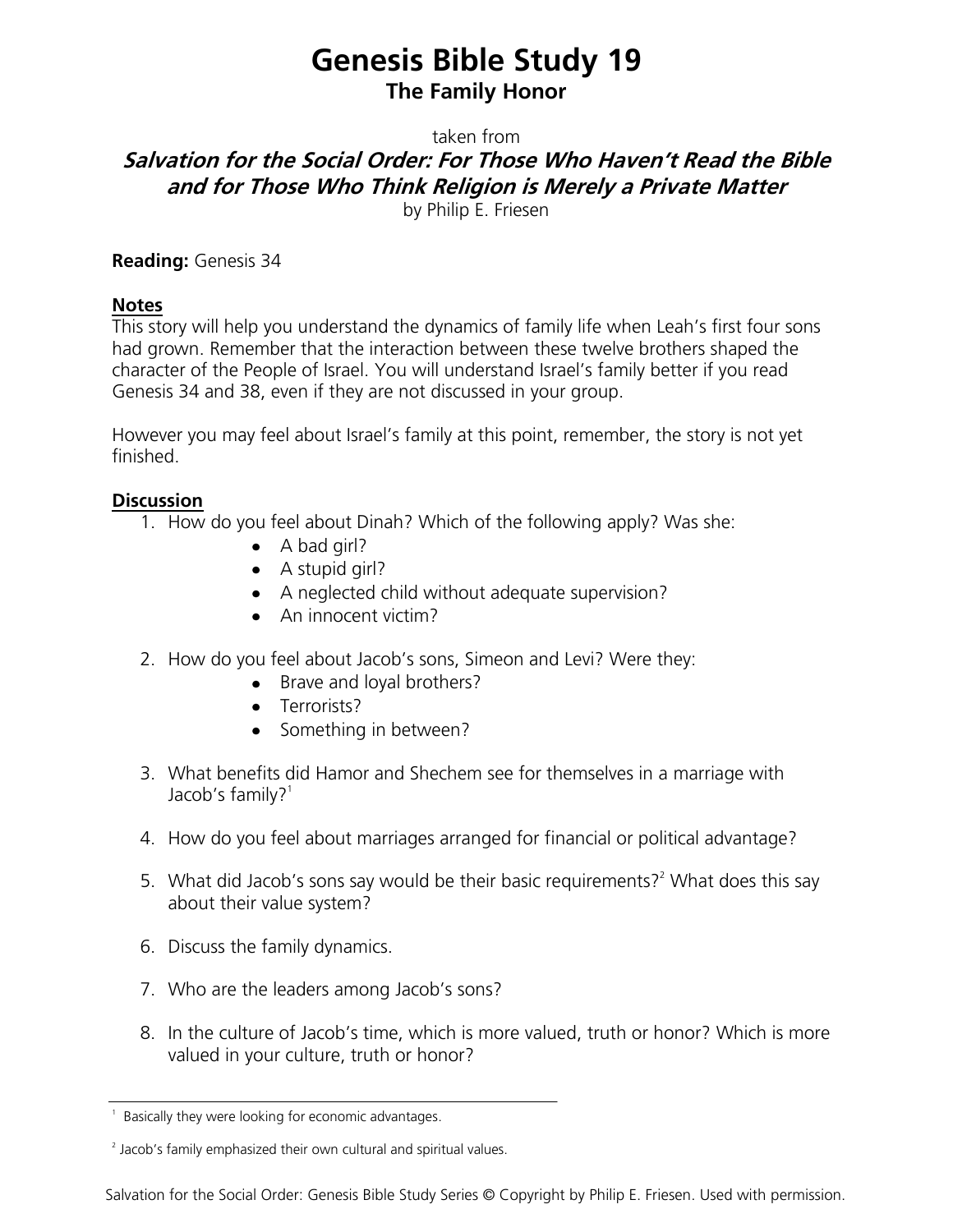# Genesis Bible Study 19

## The Family Honor

taken from

### ***Salvation for the Social Order: For Those Who Haven't Read the Bible and for Those Who Think Religion is Merely a Private Matter***

by Philip E. Friesen

**Reading:** Genesis 34

**Notes**

This story will help you understand the dynamics of family life when Leah's first four sons had grown. Remember that the interaction between these twelve brothers shaped the character of the People of Israel. You will understand Israel's family better if you read Genesis 34 and 38, even if they are not discussed in your group.

However you may feel about Israel's family at this point, remember, the story is not yet finished.

**Discussion**

1. How do you feel about Dinah? Which of the following apply? Was she:
   - A bad girl?
   - A stupid girl?
   - A neglected child without adequate supervision?
   - An innocent victim?
2. How do you feel about Jacob's sons, Simeon and Levi? Were they:
   - Brave and loyal brothers?
   - Terrorists?
   - Something in between?
3. What benefits did Hamor and Shechem see for themselves in a marriage with Jacob's family?[1]
4. How do you feel about marriages arranged for financial or political advantage?
5. What did Jacob's sons say would be their basic requirements?[2] What does this say about their value system?
6. Discuss the family dynamics.
7. Who are the leaders among Jacob's sons?
8. In the culture of Jacob's time, which is more valued, truth or honor? Which is more valued in your culture, truth or honor?

---

[1] Basically they were looking for economic advantages.

[2] Jacob's family emphasized their own cultural and spiritual values.

Salvation for the Social Order: Genesis Bible Study Series © Copyright by Philip E. Friesen. Used with permission.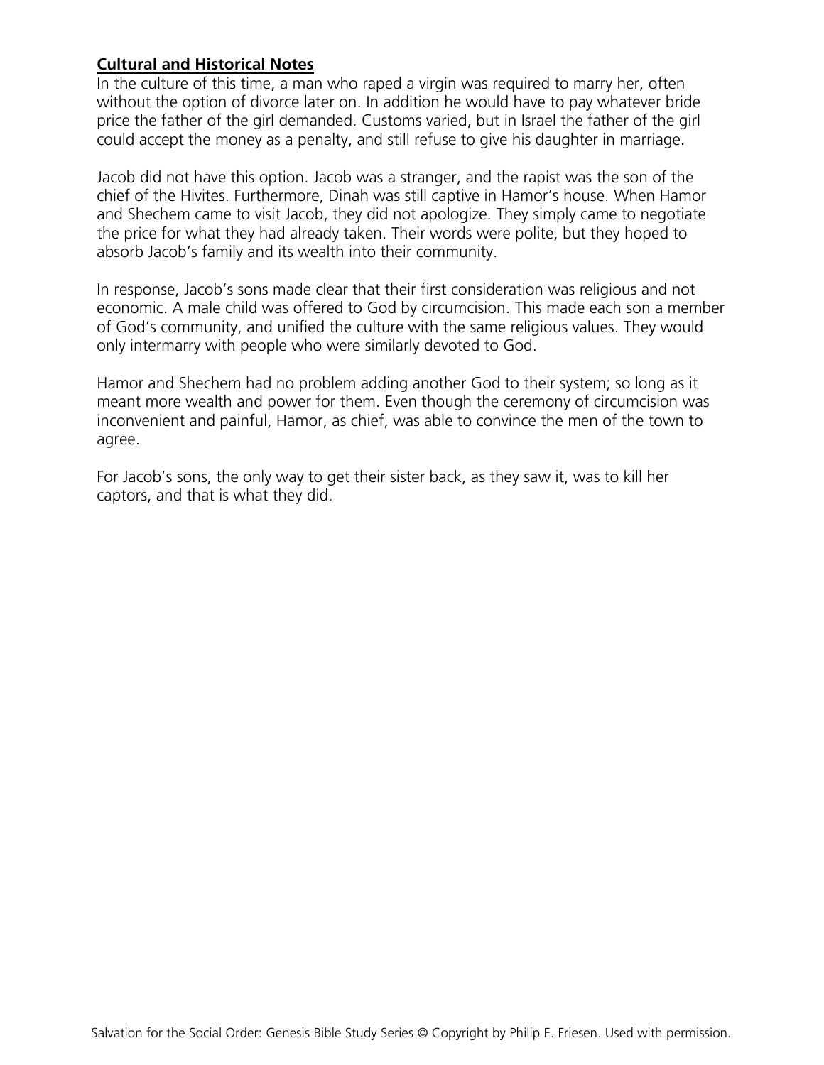**Cultural and Historical Notes**

In the culture of this time, a man who raped a virgin was required to marry her, often without the option of divorce later on. In addition he would have to pay whatever bride price the father of the girl demanded. Customs varied, but in Israel the father of the girl could accept the money as a penalty, and still refuse to give his daughter in marriage.

Jacob did not have this option. Jacob was a stranger, and the rapist was the son of the chief of the Hivites. Furthermore, Dinah was still captive in Hamor's house. When Hamor and Shechem came to visit Jacob, they did not apologize. They simply came to negotiate the price for what they had already taken. Their words were polite, but they hoped to absorb Jacob's family and its wealth into their community.

In response, Jacob's sons made clear that their first consideration was religious and not economic. A male child was offered to God by circumcision. This made each son a member of God's community, and unified the culture with the same religious values. They would only intermarry with people who were similarly devoted to God.

Hamor and Shechem had no problem adding another God to their system; so long as it meant more wealth and power for them. Even though the ceremony of circumcision was inconvenient and painful, Hamor, as chief, was able to convince the men of the town to agree.

For Jacob's sons, the only way to get their sister back, as they saw it, was to kill her captors, and that is what they did.

Salvation for the Social Order: Genesis Bible Study Series © Copyright by Philip E. Friesen. Used with permission.